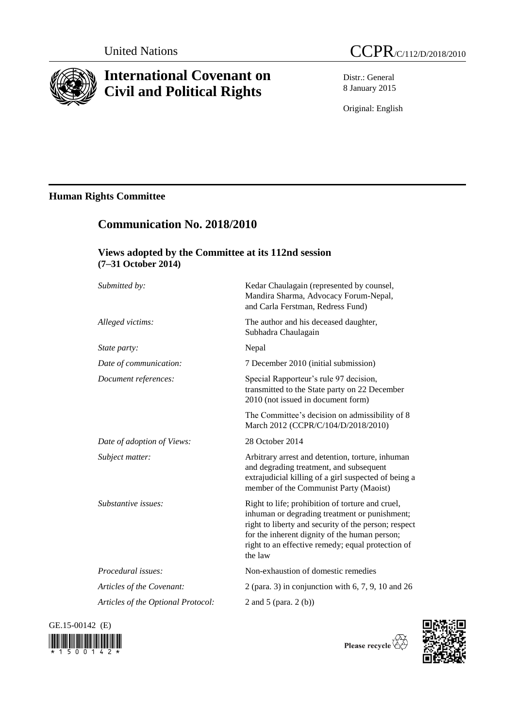United Nations

CCPR/C/112/D/2018/2010

# International Covenant on Civil and Political Rights

Distr.: General
8 January 2015

Original: English

## Human Rights Committee

## Communication No. 2018/2010

### Views adopted by the Committee at its 112nd session (7–31 October 2014)

| | |
|---|---|
| *Submitted by:* | Kedar Chaulagain (represented by counsel, Mandira Sharma, Advocacy Forum-Nepal, and Carla Ferstman, Redress Fund) |
| *Alleged victims:* | The author and his deceased daughter, Subhadra Chaulagain |
| *State party:* | Nepal |
| *Date of communication:* | 7 December 2010 (initial submission) |
| *Document references:* | Special Rapporteur's rule 97 decision, transmitted to the State party on 22 December 2010 (not issued in document form) |
| | The Committee's decision on admissibility of 8 March 2012 (CCPR/C/104/D/2018/2010) |
| *Date of adoption of Views:* | 28 October 2014 |
| *Subject matter:* | Arbitrary arrest and detention, torture, inhuman and degrading treatment, and subsequent extrajudicial killing of a girl suspected of being a member of the Communist Party (Maoist) |
| *Substantive issues:* | Right to life; prohibition of torture and cruel, inhuman or degrading treatment or punishment; right to liberty and security of the person; respect for the inherent dignity of the human person; right to an effective remedy; equal protection of the law |
| *Procedural issues:* | Non-exhaustion of domestic remedies |
| *Articles of the Covenant:* | 2 (para. 3) in conjunction with 6, 7, 9, 10 and 26 |
| *Articles of the Optional Protocol:* | 2 and 5 (para. 2 (b)) |

GE.15-00142 (E)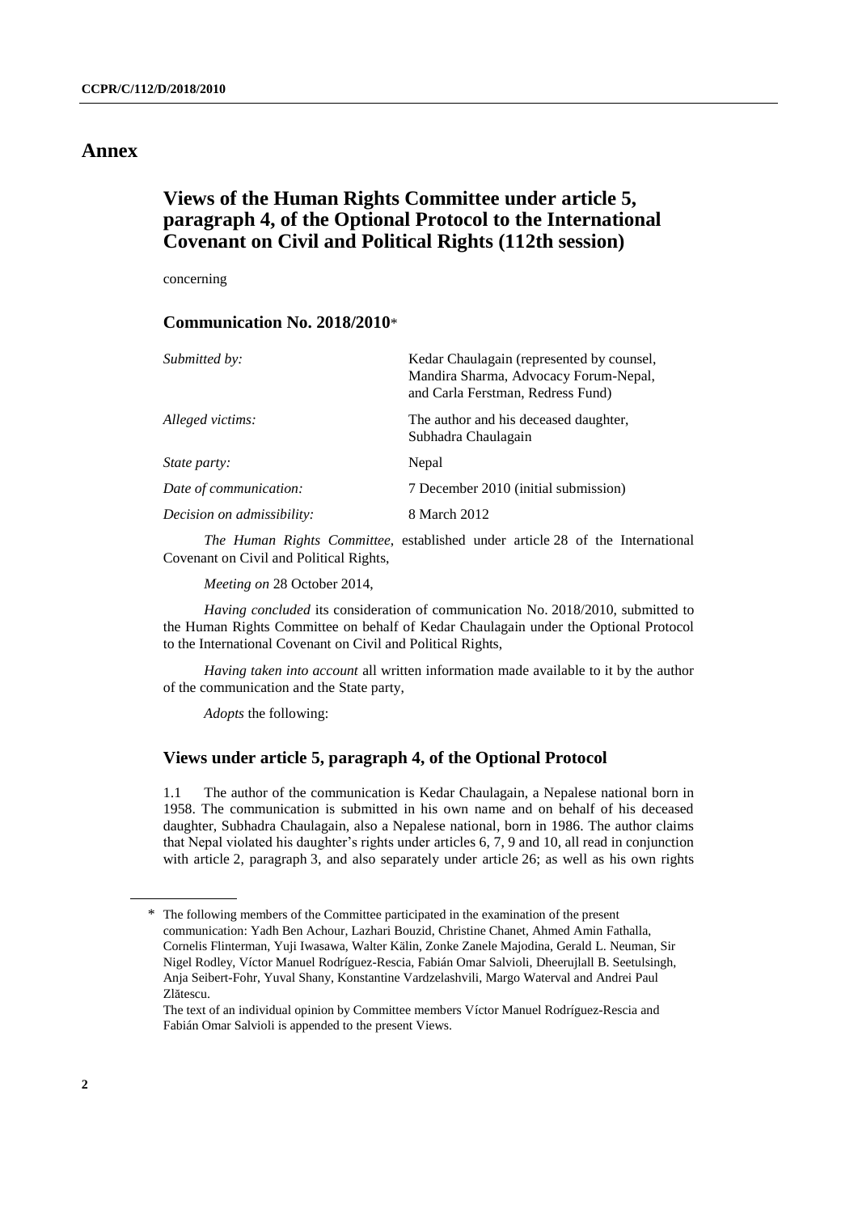# Annex

## Views of the Human Rights Committee under article 5, paragraph 4, of the Optional Protocol to the International Covenant on Civil and Political Rights (112th session)

concerning

### Communication No. 2018/2010*

| | |
|---|---|
| *Submitted by:* | Kedar Chaulagain (represented by counsel, Mandira Sharma, Advocacy Forum-Nepal, and Carla Ferstman, Redress Fund) |
| *Alleged victims:* | The author and his deceased daughter, Subhadra Chaulagain |
| *State party:* | Nepal |
| *Date of communication:* | 7 December 2010 (initial submission) |
| *Decision on admissibility:* | 8 March 2012 |

*The Human Rights Committee*, established under article 28 of the International Covenant on Civil and Political Rights,

*Meeting on* 28 October 2014,

*Having concluded* its consideration of communication No. 2018/2010, submitted to the Human Rights Committee on behalf of Kedar Chaulagain under the Optional Protocol to the International Covenant on Civil and Political Rights,

*Having taken into account* all written information made available to it by the author of the communication and the State party,

*Adopts* the following:

### Views under article 5, paragraph 4, of the Optional Protocol

1.1 The author of the communication is Kedar Chaulagain, a Nepalese national born in 1958. The communication is submitted in his own name and on behalf of his deceased daughter, Subhadra Chaulagain, also a Nepalese national, born in 1986. The author claims that Nepal violated his daughter's rights under articles 6, 7, 9 and 10, all read in conjunction with article 2, paragraph 3, and also separately under article 26; as well as his own rights

---

\* The following members of the Committee participated in the examination of the present communication: Yadh Ben Achour, Lazhari Bouzid, Christine Chanet, Ahmed Amin Fathalla, Cornelis Flinterman, Yuji Iwasawa, Walter Kälin, Zonke Zanele Majodina, Gerald L. Neuman, Sir Nigel Rodley, Víctor Manuel Rodríguez-Rescia, Fabián Omar Salvioli, Dheerujlall B. Seetulsingh, Anja Seibert-Fohr, Yuval Shany, Konstantine Vardzelashvili, Margo Waterval and Andrei Paul Zlătescu.

The text of an individual opinion by Committee members Víctor Manuel Rodríguez-Rescia and Fabián Omar Salvioli is appended to the present Views.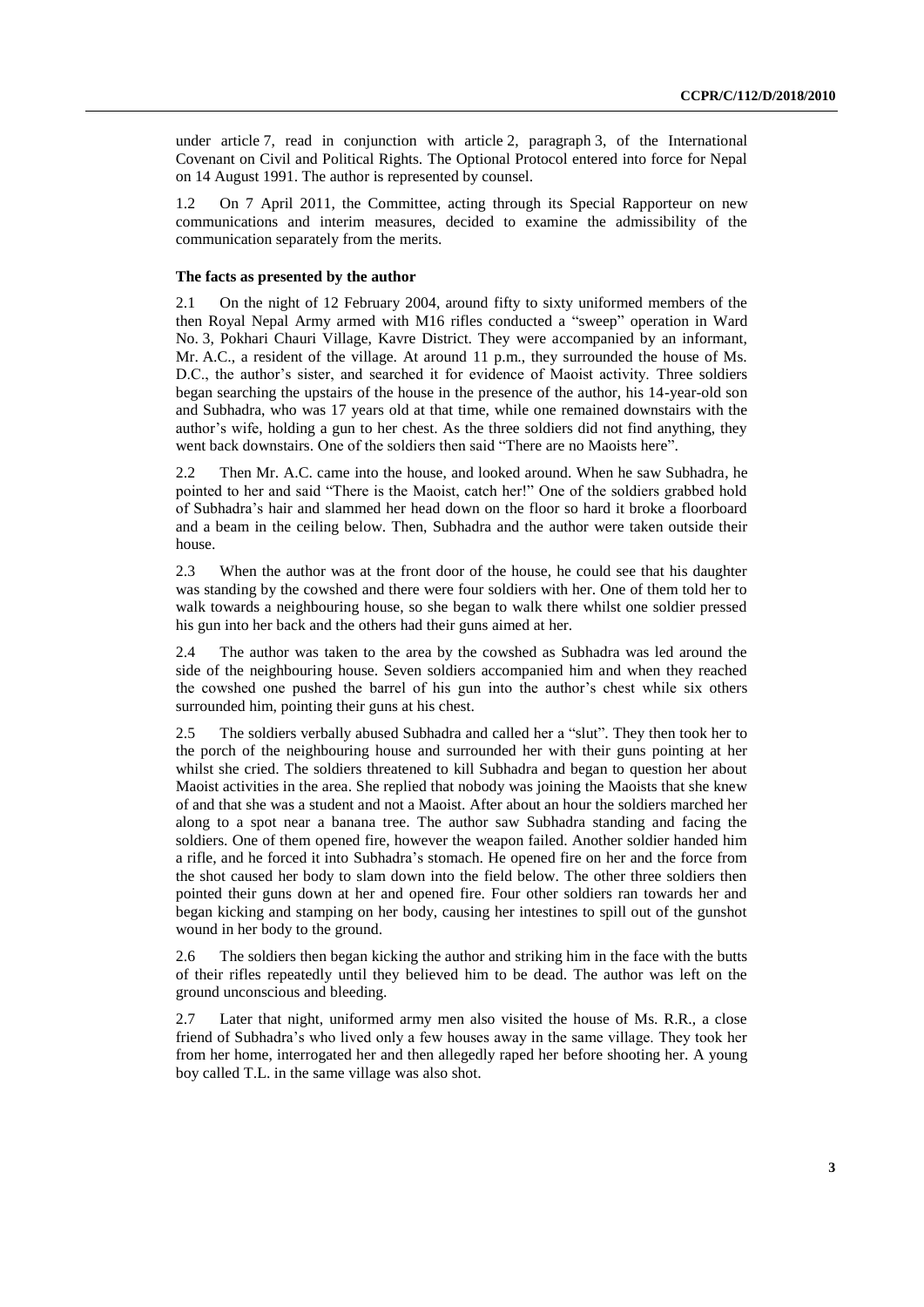under article 7, read in conjunction with article 2, paragraph 3, of the International Covenant on Civil and Political Rights. The Optional Protocol entered into force for Nepal on 14 August 1991. The author is represented by counsel.

1.2 On 7 April 2011, the Committee, acting through its Special Rapporteur on new communications and interim measures, decided to examine the admissibility of the communication separately from the merits.

### The facts as presented by the author

2.1 On the night of 12 February 2004, around fifty to sixty uniformed members of the then Royal Nepal Army armed with M16 rifles conducted a "sweep" operation in Ward No. 3, Pokhari Chauri Village, Kavre District. They were accompanied by an informant, Mr. A.C., a resident of the village. At around 11 p.m., they surrounded the house of Ms. D.C., the author's sister, and searched it for evidence of Maoist activity. Three soldiers began searching the upstairs of the house in the presence of the author, his 14-year-old son and Subhadra, who was 17 years old at that time, while one remained downstairs with the author's wife, holding a gun to her chest. As the three soldiers did not find anything, they went back downstairs. One of the soldiers then said "There are no Maoists here".

2.2 Then Mr. A.C. came into the house, and looked around. When he saw Subhadra, he pointed to her and said "There is the Maoist, catch her!" One of the soldiers grabbed hold of Subhadra's hair and slammed her head down on the floor so hard it broke a floorboard and a beam in the ceiling below. Then, Subhadra and the author were taken outside their house.

2.3 When the author was at the front door of the house, he could see that his daughter was standing by the cowshed and there were four soldiers with her. One of them told her to walk towards a neighbouring house, so she began to walk there whilst one soldier pressed his gun into her back and the others had their guns aimed at her.

2.4 The author was taken to the area by the cowshed as Subhadra was led around the side of the neighbouring house. Seven soldiers accompanied him and when they reached the cowshed one pushed the barrel of his gun into the author's chest while six others surrounded him, pointing their guns at his chest.

2.5 The soldiers verbally abused Subhadra and called her a "slut". They then took her to the porch of the neighbouring house and surrounded her with their guns pointing at her whilst she cried. The soldiers threatened to kill Subhadra and began to question her about Maoist activities in the area. She replied that nobody was joining the Maoists that she knew of and that she was a student and not a Maoist. After about an hour the soldiers marched her along to a spot near a banana tree. The author saw Subhadra standing and facing the soldiers. One of them opened fire, however the weapon failed. Another soldier handed him a rifle, and he forced it into Subhadra's stomach. He opened fire on her and the force from the shot caused her body to slam down into the field below. The other three soldiers then pointed their guns down at her and opened fire. Four other soldiers ran towards her and began kicking and stamping on her body, causing her intestines to spill out of the gunshot wound in her body to the ground.

2.6 The soldiers then began kicking the author and striking him in the face with the butts of their rifles repeatedly until they believed him to be dead. The author was left on the ground unconscious and bleeding.

2.7 Later that night, uniformed army men also visited the house of Ms. R.R., a close friend of Subhadra's who lived only a few houses away in the same village. They took her from her home, interrogated her and then allegedly raped her before shooting her. A young boy called T.L. in the same village was also shot.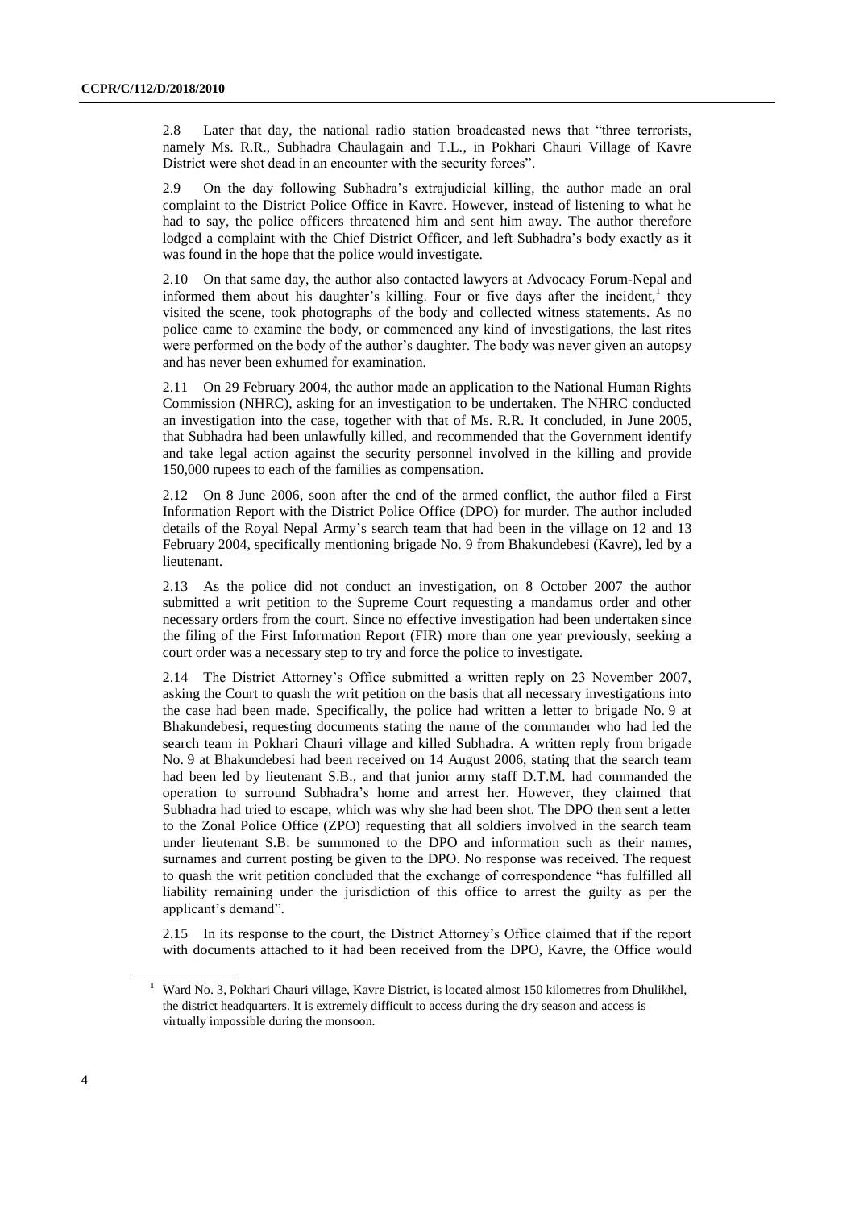2.8 Later that day, the national radio station broadcasted news that "three terrorists, namely Ms. R.R., Subhadra Chaulagain and T.L., in Pokhari Chauri Village of Kavre District were shot dead in an encounter with the security forces".

2.9 On the day following Subhadra's extrajudicial killing, the author made an oral complaint to the District Police Office in Kavre. However, instead of listening to what he had to say, the police officers threatened him and sent him away. The author therefore lodged a complaint with the Chief District Officer, and left Subhadra's body exactly as it was found in the hope that the police would investigate.

2.10 On that same day, the author also contacted lawyers at Advocacy Forum-Nepal and informed them about his daughter's killing. Four or five days after the incident,[1] they visited the scene, took photographs of the body and collected witness statements. As no police came to examine the body, or commenced any kind of investigations, the last rites were performed on the body of the author's daughter. The body was never given an autopsy and has never been exhumed for examination.

2.11 On 29 February 2004, the author made an application to the National Human Rights Commission (NHRC), asking for an investigation to be undertaken. The NHRC conducted an investigation into the case, together with that of Ms. R.R. It concluded, in June 2005, that Subhadra had been unlawfully killed, and recommended that the Government identify and take legal action against the security personnel involved in the killing and provide 150,000 rupees to each of the families as compensation.

2.12 On 8 June 2006, soon after the end of the armed conflict, the author filed a First Information Report with the District Police Office (DPO) for murder. The author included details of the Royal Nepal Army's search team that had been in the village on 12 and 13 February 2004, specifically mentioning brigade No. 9 from Bhakundebesi (Kavre), led by a lieutenant.

2.13 As the police did not conduct an investigation, on 8 October 2007 the author submitted a writ petition to the Supreme Court requesting a mandamus order and other necessary orders from the court. Since no effective investigation had been undertaken since the filing of the First Information Report (FIR) more than one year previously, seeking a court order was a necessary step to try and force the police to investigate.

2.14 The District Attorney's Office submitted a written reply on 23 November 2007, asking the Court to quash the writ petition on the basis that all necessary investigations into the case had been made. Specifically, the police had written a letter to brigade No. 9 at Bhakundebesi, requesting documents stating the name of the commander who had led the search team in Pokhari Chauri village and killed Subhadra. A written reply from brigade No. 9 at Bhakundebesi had been received on 14 August 2006, stating that the search team had been led by lieutenant S.B., and that junior army staff D.T.M. had commanded the operation to surround Subhadra's home and arrest her. However, they claimed that Subhadra had tried to escape, which was why she had been shot. The DPO then sent a letter to the Zonal Police Office (ZPO) requesting that all soldiers involved in the search team under lieutenant S.B. be summoned to the DPO and information such as their names, surnames and current posting be given to the DPO. No response was received. The request to quash the writ petition concluded that the exchange of correspondence "has fulfilled all liability remaining under the jurisdiction of this office to arrest the guilty as per the applicant's demand".

2.15 In its response to the court, the District Attorney's Office claimed that if the report with documents attached to it had been received from the DPO, Kavre, the Office would

[1] Ward No. 3, Pokhari Chauri village, Kavre District, is located almost 150 kilometres from Dhulikhel, the district headquarters. It is extremely difficult to access during the dry season and access is virtually impossible during the monsoon.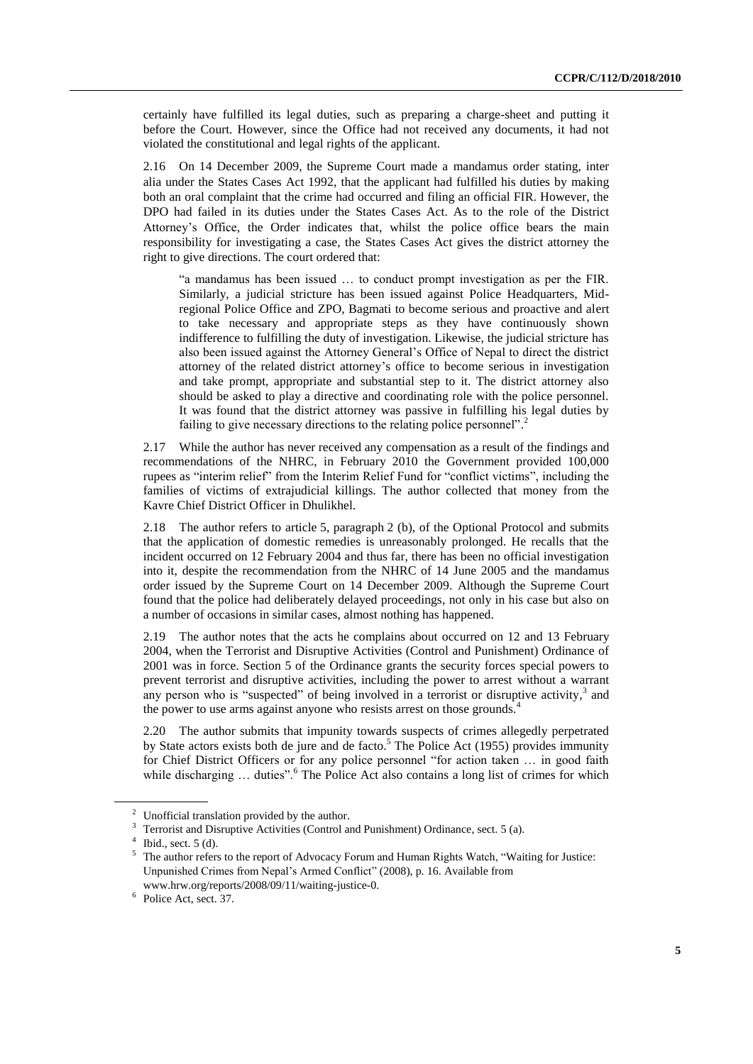certainly have fulfilled its legal duties, such as preparing a charge-sheet and putting it before the Court. However, since the Office had not received any documents, it had not violated the constitutional and legal rights of the applicant.

2.16 On 14 December 2009, the Supreme Court made a mandamus order stating, inter alia under the States Cases Act 1992, that the applicant had fulfilled his duties by making both an oral complaint that the crime had occurred and filing an official FIR. However, the DPO had failed in its duties under the States Cases Act. As to the role of the District Attorney's Office, the Order indicates that, whilst the police office bears the main responsibility for investigating a case, the States Cases Act gives the district attorney the right to give directions. The court ordered that:

> "a mandamus has been issued … to conduct prompt investigation as per the FIR. Similarly, a judicial stricture has been issued against Police Headquarters, Mid-regional Police Office and ZPO, Bagmati to become serious and proactive and alert to take necessary and appropriate steps as they have continuously shown indifference to fulfilling the duty of investigation. Likewise, the judicial stricture has also been issued against the Attorney General's Office of Nepal to direct the district attorney of the related district attorney's office to become serious in investigation and take prompt, appropriate and substantial step to it. The district attorney also should be asked to play a directive and coordinating role with the police personnel. It was found that the district attorney was passive in fulfilling his legal duties by failing to give necessary directions to the relating police personnel".[2]

2.17 While the author has never received any compensation as a result of the findings and recommendations of the NHRC, in February 2010 the Government provided 100,000 rupees as "interim relief" from the Interim Relief Fund for "conflict victims", including the families of victims of extrajudicial killings. The author collected that money from the Kavre Chief District Officer in Dhulikhel.

2.18 The author refers to article 5, paragraph 2 (b), of the Optional Protocol and submits that the application of domestic remedies is unreasonably prolonged. He recalls that the incident occurred on 12 February 2004 and thus far, there has been no official investigation into it, despite the recommendation from the NHRC of 14 June 2005 and the mandamus order issued by the Supreme Court on 14 December 2009. Although the Supreme Court found that the police had deliberately delayed proceedings, not only in his case but also on a number of occasions in similar cases, almost nothing has happened.

2.19 The author notes that the acts he complains about occurred on 12 and 13 February 2004, when the Terrorist and Disruptive Activities (Control and Punishment) Ordinance of 2001 was in force. Section 5 of the Ordinance grants the security forces special powers to prevent terrorist and disruptive activities, including the power to arrest without a warrant any person who is "suspected" of being involved in a terrorist or disruptive activity,[3] and the power to use arms against anyone who resists arrest on those grounds.[4]

2.20 The author submits that impunity towards suspects of crimes allegedly perpetrated by State actors exists both de jure and de facto.[5] The Police Act (1955) provides immunity for Chief District Officers or for any police personnel "for action taken … in good faith while discharging … duties".[6] The Police Act also contains a long list of crimes for which

---

[2] Unofficial translation provided by the author.

[3] Terrorist and Disruptive Activities (Control and Punishment) Ordinance, sect. 5 (a).

[4] Ibid., sect. 5 (d).

[5] The author refers to the report of Advocacy Forum and Human Rights Watch, "Waiting for Justice: Unpunished Crimes from Nepal's Armed Conflict" (2008), p. 16. Available from www.hrw.org/reports/2008/09/11/waiting-justice-0.

[6] Police Act, sect. 37.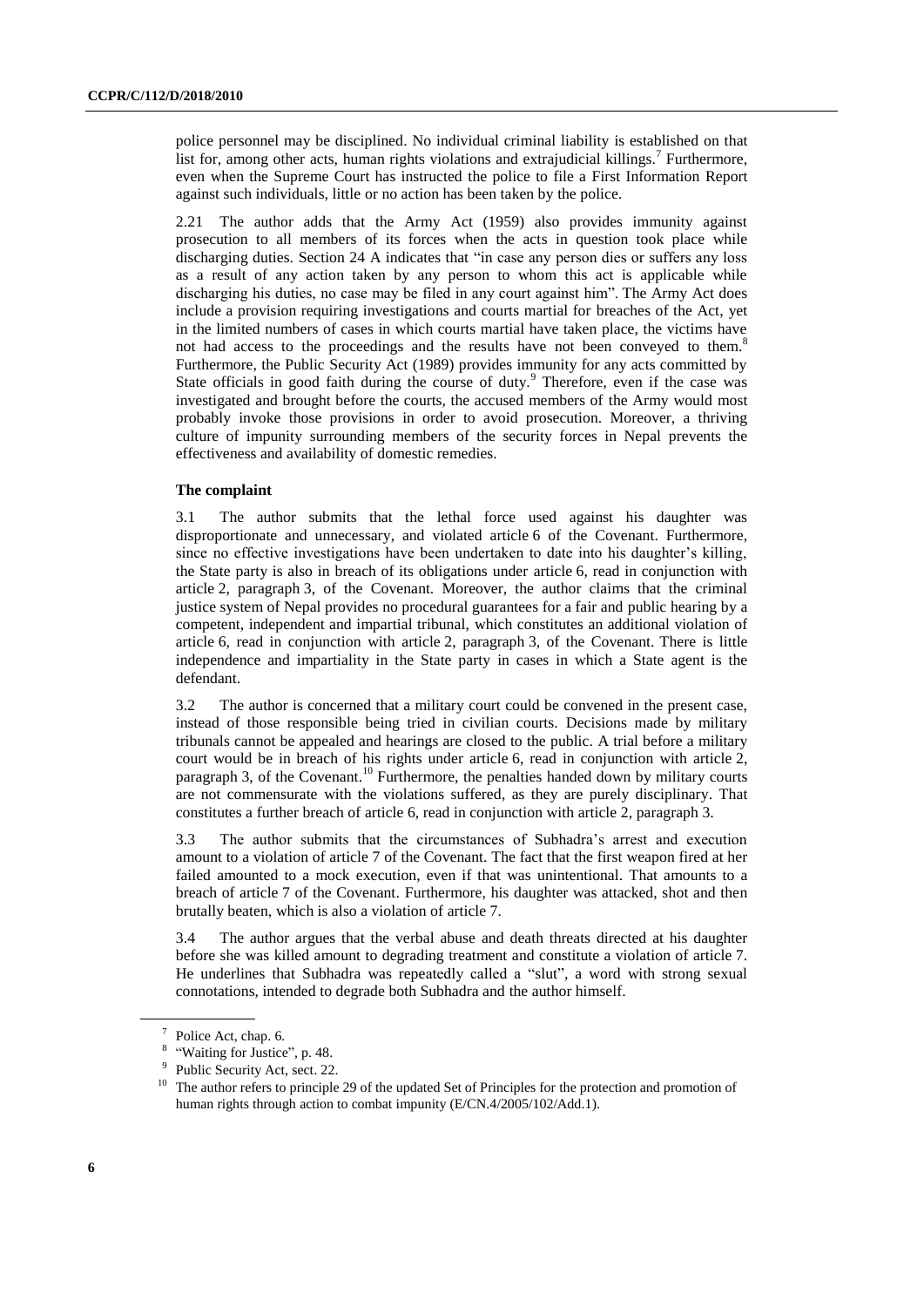police personnel may be disciplined. No individual criminal liability is established on that list for, among other acts, human rights violations and extrajudicial killings.[7] Furthermore, even when the Supreme Court has instructed the police to file a First Information Report against such individuals, little or no action has been taken by the police.

2.21 The author adds that the Army Act (1959) also provides immunity against prosecution to all members of its forces when the acts in question took place while discharging duties. Section 24 A indicates that "in case any person dies or suffers any loss as a result of any action taken by any person to whom this act is applicable while discharging his duties, no case may be filed in any court against him". The Army Act does include a provision requiring investigations and courts martial for breaches of the Act, yet in the limited numbers of cases in which courts martial have taken place, the victims have not had access to the proceedings and the results have not been conveyed to them.[8] Furthermore, the Public Security Act (1989) provides immunity for any acts committed by State officials in good faith during the course of duty.[9] Therefore, even if the case was investigated and brought before the courts, the accused members of the Army would most probably invoke those provisions in order to avoid prosecution. Moreover, a thriving culture of impunity surrounding members of the security forces in Nepal prevents the effectiveness and availability of domestic remedies.

**The complaint**

3.1 The author submits that the lethal force used against his daughter was disproportionate and unnecessary, and violated article 6 of the Covenant. Furthermore, since no effective investigations have been undertaken to date into his daughter's killing, the State party is also in breach of its obligations under article 6, read in conjunction with article 2, paragraph 3, of the Covenant. Moreover, the author claims that the criminal justice system of Nepal provides no procedural guarantees for a fair and public hearing by a competent, independent and impartial tribunal, which constitutes an additional violation of article 6, read in conjunction with article 2, paragraph 3, of the Covenant. There is little independence and impartiality in the State party in cases in which a State agent is the defendant.

3.2 The author is concerned that a military court could be convened in the present case, instead of those responsible being tried in civilian courts. Decisions made by military tribunals cannot be appealed and hearings are closed to the public. A trial before a military court would be in breach of his rights under article 6, read in conjunction with article 2, paragraph 3, of the Covenant.[10] Furthermore, the penalties handed down by military courts are not commensurate with the violations suffered, as they are purely disciplinary. That constitutes a further breach of article 6, read in conjunction with article 2, paragraph 3.

3.3 The author submits that the circumstances of Subhadra's arrest and execution amount to a violation of article 7 of the Covenant. The fact that the first weapon fired at her failed amounted to a mock execution, even if that was unintentional. That amounts to a breach of article 7 of the Covenant. Furthermore, his daughter was attacked, shot and then brutally beaten, which is also a violation of article 7.

3.4 The author argues that the verbal abuse and death threats directed at his daughter before she was killed amount to degrading treatment and constitute a violation of article 7. He underlines that Subhadra was repeatedly called a "slut", a word with strong sexual connotations, intended to degrade both Subhadra and the author himself.

---

[7] Police Act, chap. 6.

[8] "Waiting for Justice", p. 48.

[9] Public Security Act, sect. 22.

[10] The author refers to principle 29 of the updated Set of Principles for the protection and promotion of human rights through action to combat impunity (E/CN.4/2005/102/Add.1).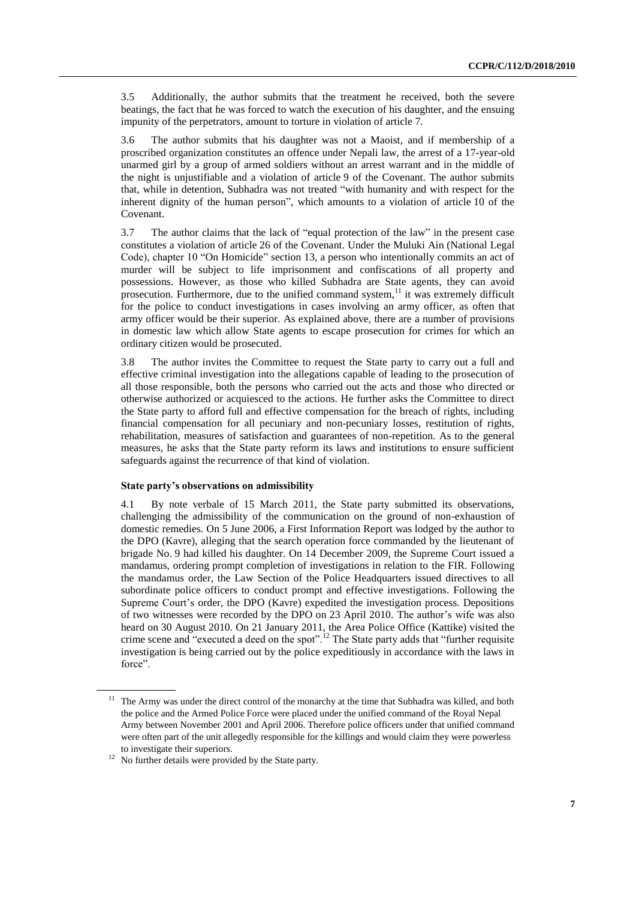3.5 Additionally, the author submits that the treatment he received, both the severe beatings, the fact that he was forced to watch the execution of his daughter, and the ensuing impunity of the perpetrators, amount to torture in violation of article 7.

3.6 The author submits that his daughter was not a Maoist, and if membership of a proscribed organization constitutes an offence under Nepali law, the arrest of a 17-year-old unarmed girl by a group of armed soldiers without an arrest warrant and in the middle of the night is unjustifiable and a violation of article 9 of the Covenant. The author submits that, while in detention, Subhadra was not treated "with humanity and with respect for the inherent dignity of the human person", which amounts to a violation of article 10 of the Covenant.

3.7 The author claims that the lack of "equal protection of the law" in the present case constitutes a violation of article 26 of the Covenant. Under the Muluki Ain (National Legal Code), chapter 10 "On Homicide" section 13, a person who intentionally commits an act of murder will be subject to life imprisonment and confiscations of all property and possessions. However, as those who killed Subhadra are State agents, they can avoid prosecution. Furthermore, due to the unified command system,[11] it was extremely difficult for the police to conduct investigations in cases involving an army officer, as often that army officer would be their superior. As explained above, there are a number of provisions in domestic law which allow State agents to escape prosecution for crimes for which an ordinary citizen would be prosecuted.

3.8 The author invites the Committee to request the State party to carry out a full and effective criminal investigation into the allegations capable of leading to the prosecution of all those responsible, both the persons who carried out the acts and those who directed or otherwise authorized or acquiesced to the actions. He further asks the Committee to direct the State party to afford full and effective compensation for the breach of rights, including financial compensation for all pecuniary and non-pecuniary losses, restitution of rights, rehabilitation, measures of satisfaction and guarantees of non-repetition. As to the general measures, he asks that the State party reform its laws and institutions to ensure sufficient safeguards against the recurrence of that kind of violation.

#### State party's observations on admissibility

4.1 By note verbale of 15 March 2011, the State party submitted its observations, challenging the admissibility of the communication on the ground of non-exhaustion of domestic remedies. On 5 June 2006, a First Information Report was lodged by the author to the DPO (Kavre), alleging that the search operation force commanded by the lieutenant of brigade No. 9 had killed his daughter. On 14 December 2009, the Supreme Court issued a mandamus, ordering prompt completion of investigations in relation to the FIR. Following the mandamus order, the Law Section of the Police Headquarters issued directives to all subordinate police officers to conduct prompt and effective investigations. Following the Supreme Court's order, the DPO (Kavre) expedited the investigation process. Depositions of two witnesses were recorded by the DPO on 23 April 2010. The author's wife was also heard on 30 August 2010. On 21 January 2011, the Area Police Office (Kattike) visited the crime scene and "executed a deed on the spot".[12] The State party adds that "further requisite investigation is being carried out by the police expeditiously in accordance with the laws in force".

---

[11] The Army was under the direct control of the monarchy at the time that Subhadra was killed, and both the police and the Armed Police Force were placed under the unified command of the Royal Nepal Army between November 2001 and April 2006. Therefore police officers under that unified command were often part of the unit allegedly responsible for the killings and would claim they were powerless to investigate their superiors.

[12] No further details were provided by the State party.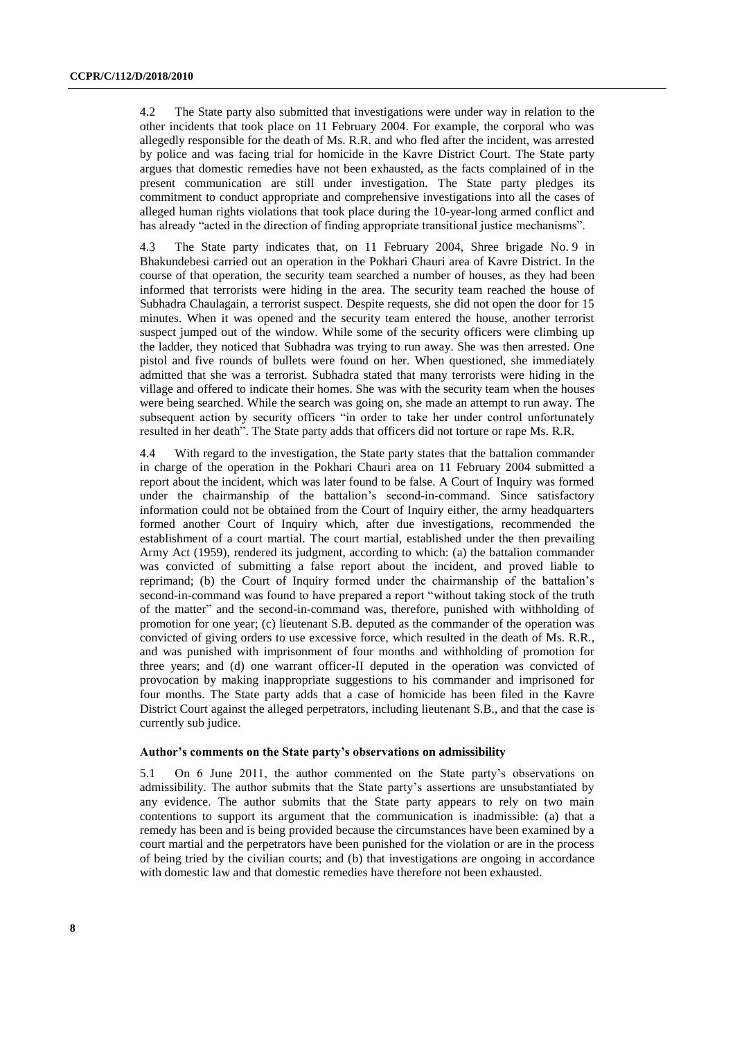4.2 The State party also submitted that investigations were under way in relation to the other incidents that took place on 11 February 2004. For example, the corporal who was allegedly responsible for the death of Ms. R.R. and who fled after the incident, was arrested by police and was facing trial for homicide in the Kavre District Court. The State party argues that domestic remedies have not been exhausted, as the facts complained of in the present communication are still under investigation. The State party pledges its commitment to conduct appropriate and comprehensive investigations into all the cases of alleged human rights violations that took place during the 10-year-long armed conflict and has already "acted in the direction of finding appropriate transitional justice mechanisms".

4.3 The State party indicates that, on 11 February 2004, Shree brigade No. 9 in Bhakundebesi carried out an operation in the Pokhari Chauri area of Kavre District. In the course of that operation, the security team searched a number of houses, as they had been informed that terrorists were hiding in the area. The security team reached the house of Subhadra Chaulagain, a terrorist suspect. Despite requests, she did not open the door for 15 minutes. When it was opened and the security team entered the house, another terrorist suspect jumped out of the window. While some of the security officers were climbing up the ladder, they noticed that Subhadra was trying to run away. She was then arrested. One pistol and five rounds of bullets were found on her. When questioned, she immediately admitted that she was a terrorist. Subhadra stated that many terrorists were hiding in the village and offered to indicate their homes. She was with the security team when the houses were being searched. While the search was going on, she made an attempt to run away. The subsequent action by security officers "in order to take her under control unfortunately resulted in her death". The State party adds that officers did not torture or rape Ms. R.R.

4.4 With regard to the investigation, the State party states that the battalion commander in charge of the operation in the Pokhari Chauri area on 11 February 2004 submitted a report about the incident, which was later found to be false. A Court of Inquiry was formed under the chairmanship of the battalion's second-in-command. Since satisfactory information could not be obtained from the Court of Inquiry either, the army headquarters formed another Court of Inquiry which, after due investigations, recommended the establishment of a court martial. The court martial, established under the then prevailing Army Act (1959), rendered its judgment, according to which: (a) the battalion commander was convicted of submitting a false report about the incident, and proved liable to reprimand; (b) the Court of Inquiry formed under the chairmanship of the battalion's second-in-command was found to have prepared a report "without taking stock of the truth of the matter" and the second-in-command was, therefore, punished with withholding of promotion for one year; (c) lieutenant S.B. deputed as the commander of the operation was convicted of giving orders to use excessive force, which resulted in the death of Ms. R.R., and was punished with imprisonment of four months and withholding of promotion for three years; and (d) one warrant officer-II deputed in the operation was convicted of provocation by making inappropriate suggestions to his commander and imprisoned for four months. The State party adds that a case of homicide has been filed in the Kavre District Court against the alleged perpetrators, including lieutenant S.B., and that the case is currently sub judice.

### Author's comments on the State party's observations on admissibility

5.1 On 6 June 2011, the author commented on the State party's observations on admissibility. The author submits that the State party's assertions are unsubstantiated by any evidence. The author submits that the State party appears to rely on two main contentions to support its argument that the communication is inadmissible: (a) that a remedy has been and is being provided because the circumstances have been examined by a court martial and the perpetrators have been punished for the violation or are in the process of being tried by the civilian courts; and (b) that investigations are ongoing in accordance with domestic law and that domestic remedies have therefore not been exhausted.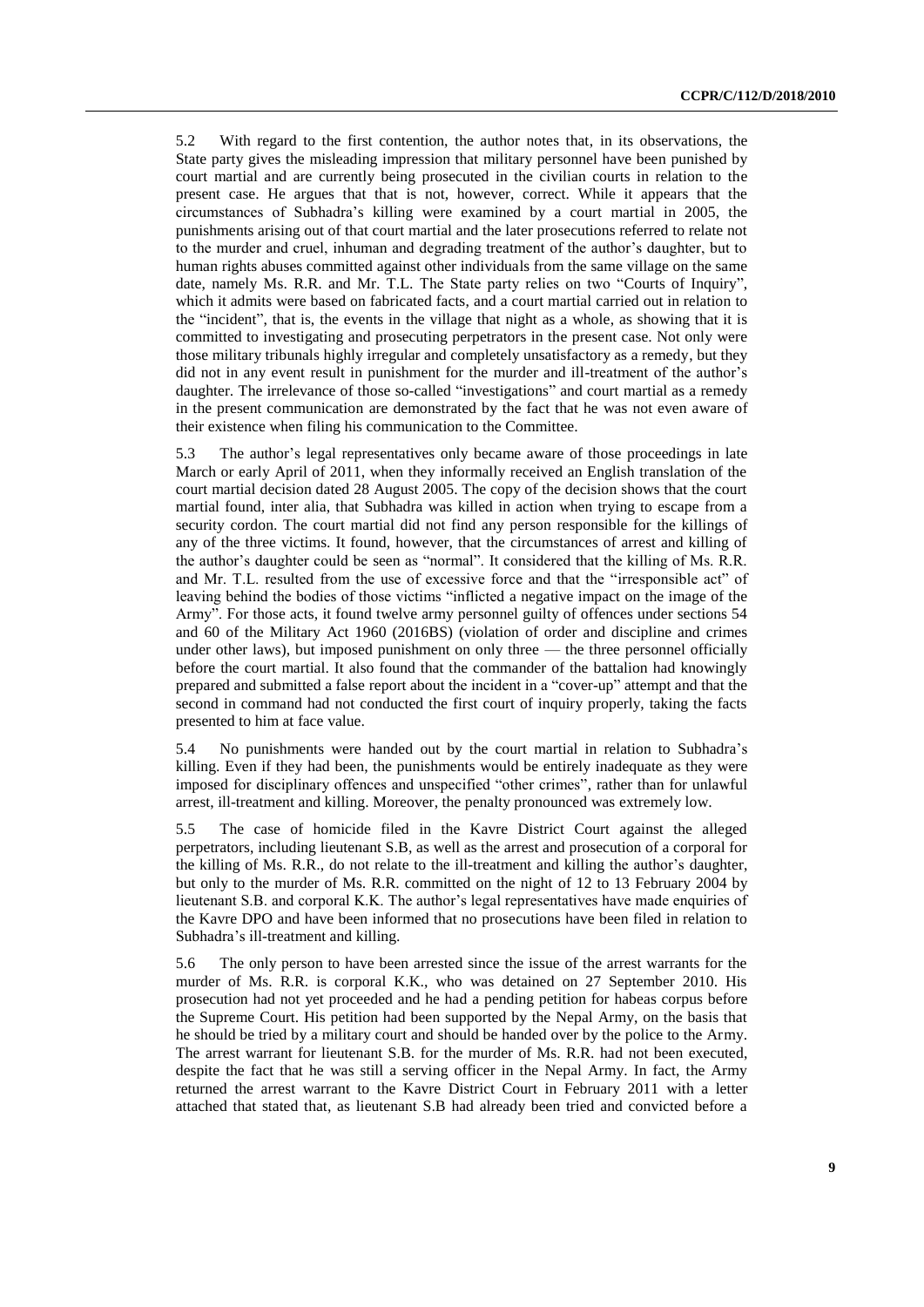5.2 With regard to the first contention, the author notes that, in its observations, the State party gives the misleading impression that military personnel have been punished by court martial and are currently being prosecuted in the civilian courts in relation to the present case. He argues that that is not, however, correct. While it appears that the circumstances of Subhadra's killing were examined by a court martial in 2005, the punishments arising out of that court martial and the later prosecutions referred to relate not to the murder and cruel, inhuman and degrading treatment of the author's daughter, but to human rights abuses committed against other individuals from the same village on the same date, namely Ms. R.R. and Mr. T.L. The State party relies on two "Courts of Inquiry", which it admits were based on fabricated facts, and a court martial carried out in relation to the "incident", that is, the events in the village that night as a whole, as showing that it is committed to investigating and prosecuting perpetrators in the present case. Not only were those military tribunals highly irregular and completely unsatisfactory as a remedy, but they did not in any event result in punishment for the murder and ill-treatment of the author's daughter. The irrelevance of those so-called "investigations" and court martial as a remedy in the present communication are demonstrated by the fact that he was not even aware of their existence when filing his communication to the Committee.

5.3 The author's legal representatives only became aware of those proceedings in late March or early April of 2011, when they informally received an English translation of the court martial decision dated 28 August 2005. The copy of the decision shows that the court martial found, inter alia, that Subhadra was killed in action when trying to escape from a security cordon. The court martial did not find any person responsible for the killings of any of the three victims. It found, however, that the circumstances of arrest and killing of the author's daughter could be seen as "normal". It considered that the killing of Ms. R.R. and Mr. T.L. resulted from the use of excessive force and that the "irresponsible act" of leaving behind the bodies of those victims "inflicted a negative impact on the image of the Army". For those acts, it found twelve army personnel guilty of offences under sections 54 and 60 of the Military Act 1960 (2016BS) (violation of order and discipline and crimes under other laws), but imposed punishment on only three — the three personnel officially before the court martial. It also found that the commander of the battalion had knowingly prepared and submitted a false report about the incident in a "cover-up" attempt and that the second in command had not conducted the first court of inquiry properly, taking the facts presented to him at face value.

5.4 No punishments were handed out by the court martial in relation to Subhadra's killing. Even if they had been, the punishments would be entirely inadequate as they were imposed for disciplinary offences and unspecified "other crimes", rather than for unlawful arrest, ill-treatment and killing. Moreover, the penalty pronounced was extremely low.

5.5 The case of homicide filed in the Kavre District Court against the alleged perpetrators, including lieutenant S.B, as well as the arrest and prosecution of a corporal for the killing of Ms. R.R., do not relate to the ill-treatment and killing the author's daughter, but only to the murder of Ms. R.R. committed on the night of 12 to 13 February 2004 by lieutenant S.B. and corporal K.K. The author's legal representatives have made enquiries of the Kavre DPO and have been informed that no prosecutions have been filed in relation to Subhadra's ill-treatment and killing.

5.6 The only person to have been arrested since the issue of the arrest warrants for the murder of Ms. R.R. is corporal K.K., who was detained on 27 September 2010. His prosecution had not yet proceeded and he had a pending petition for habeas corpus before the Supreme Court. His petition had been supported by the Nepal Army, on the basis that he should be tried by a military court and should be handed over by the police to the Army. The arrest warrant for lieutenant S.B. for the murder of Ms. R.R. had not been executed, despite the fact that he was still a serving officer in the Nepal Army. In fact, the Army returned the arrest warrant to the Kavre District Court in February 2011 with a letter attached that stated that, as lieutenant S.B had already been tried and convicted before a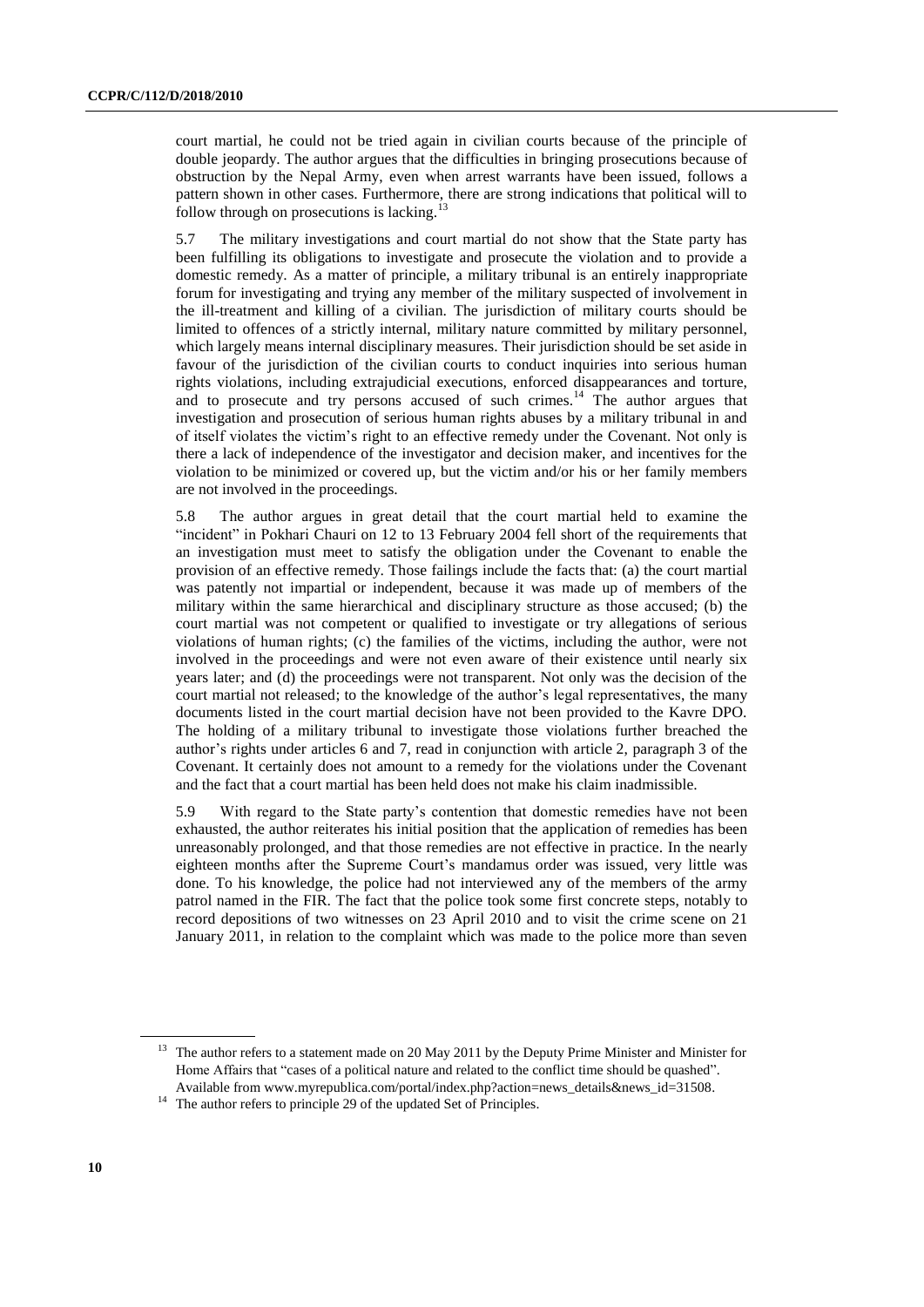court martial, he could not be tried again in civilian courts because of the principle of double jeopardy. The author argues that the difficulties in bringing prosecutions because of obstruction by the Nepal Army, even when arrest warrants have been issued, follows a pattern shown in other cases. Furthermore, there are strong indications that political will to follow through on prosecutions is lacking.[13]

5.7 The military investigations and court martial do not show that the State party has been fulfilling its obligations to investigate and prosecute the violation and to provide a domestic remedy. As a matter of principle, a military tribunal is an entirely inappropriate forum for investigating and trying any member of the military suspected of involvement in the ill-treatment and killing of a civilian. The jurisdiction of military courts should be limited to offences of a strictly internal, military nature committed by military personnel, which largely means internal disciplinary measures. Their jurisdiction should be set aside in favour of the jurisdiction of the civilian courts to conduct inquiries into serious human rights violations, including extrajudicial executions, enforced disappearances and torture, and to prosecute and try persons accused of such crimes.[14] The author argues that investigation and prosecution of serious human rights abuses by a military tribunal in and of itself violates the victim's right to an effective remedy under the Covenant. Not only is there a lack of independence of the investigator and decision maker, and incentives for the violation to be minimized or covered up, but the victim and/or his or her family members are not involved in the proceedings.

5.8 The author argues in great detail that the court martial held to examine the "incident" in Pokhari Chauri on 12 to 13 February 2004 fell short of the requirements that an investigation must meet to satisfy the obligation under the Covenant to enable the provision of an effective remedy. Those failings include the facts that: (a) the court martial was patently not impartial or independent, because it was made up of members of the military within the same hierarchical and disciplinary structure as those accused; (b) the court martial was not competent or qualified to investigate or try allegations of serious violations of human rights; (c) the families of the victims, including the author, were not involved in the proceedings and were not even aware of their existence until nearly six years later; and (d) the proceedings were not transparent. Not only was the decision of the court martial not released; to the knowledge of the author's legal representatives, the many documents listed in the court martial decision have not been provided to the Kavre DPO. The holding of a military tribunal to investigate those violations further breached the author's rights under articles 6 and 7, read in conjunction with article 2, paragraph 3 of the Covenant. It certainly does not amount to a remedy for the violations under the Covenant and the fact that a court martial has been held does not make his claim inadmissible.

5.9 With regard to the State party's contention that domestic remedies have not been exhausted, the author reiterates his initial position that the application of remedies has been unreasonably prolonged, and that those remedies are not effective in practice. In the nearly eighteen months after the Supreme Court's mandamus order was issued, very little was done. To his knowledge, the police had not interviewed any of the members of the army patrol named in the FIR. The fact that the police took some first concrete steps, notably to record depositions of two witnesses on 23 April 2010 and to visit the crime scene on 21 January 2011, in relation to the complaint which was made to the police more than seven

---

[13] The author refers to a statement made on 20 May 2011 by the Deputy Prime Minister and Minister for Home Affairs that "cases of a political nature and related to the conflict time should be quashed". Available from www.myrepublica.com/portal/index.php?action=news_details&news_id=31508.

[14] The author refers to principle 29 of the updated Set of Principles.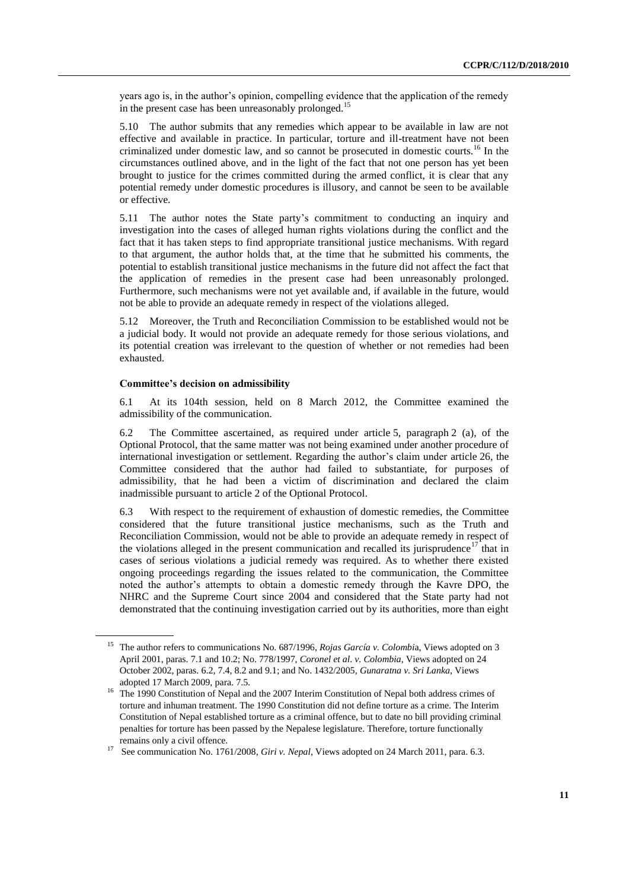years ago is, in the author's opinion, compelling evidence that the application of the remedy in the present case has been unreasonably prolonged.[15]

5.10 The author submits that any remedies which appear to be available in law are not effective and available in practice. In particular, torture and ill-treatment have not been criminalized under domestic law, and so cannot be prosecuted in domestic courts.[16] In the circumstances outlined above, and in the light of the fact that not one person has yet been brought to justice for the crimes committed during the armed conflict, it is clear that any potential remedy under domestic procedures is illusory, and cannot be seen to be available or effective.

5.11 The author notes the State party's commitment to conducting an inquiry and investigation into the cases of alleged human rights violations during the conflict and the fact that it has taken steps to find appropriate transitional justice mechanisms. With regard to that argument, the author holds that, at the time that he submitted his comments, the potential to establish transitional justice mechanisms in the future did not affect the fact that the application of remedies in the present case had been unreasonably prolonged. Furthermore, such mechanisms were not yet available and, if available in the future, would not be able to provide an adequate remedy in respect of the violations alleged.

5.12 Moreover, the Truth and Reconciliation Commission to be established would not be a judicial body. It would not provide an adequate remedy for those serious violations, and its potential creation was irrelevant to the question of whether or not remedies had been exhausted.

**Committee's decision on admissibility**

6.1 At its 104th session, held on 8 March 2012, the Committee examined the admissibility of the communication.

6.2 The Committee ascertained, as required under article 5, paragraph 2 (a), of the Optional Protocol, that the same matter was not being examined under another procedure of international investigation or settlement. Regarding the author's claim under article 26, the Committee considered that the author had failed to substantiate, for purposes of admissibility, that he had been a victim of discrimination and declared the claim inadmissible pursuant to article 2 of the Optional Protocol.

6.3 With respect to the requirement of exhaustion of domestic remedies, the Committee considered that the future transitional justice mechanisms, such as the Truth and Reconciliation Commission, would not be able to provide an adequate remedy in respect of the violations alleged in the present communication and recalled its jurisprudence[17] that in cases of serious violations a judicial remedy was required. As to whether there existed ongoing proceedings regarding the issues related to the communication, the Committee noted the author's attempts to obtain a domestic remedy through the Kavre DPO, the NHRC and the Supreme Court since 2004 and considered that the State party had not demonstrated that the continuing investigation carried out by its authorities, more than eight

---

[15] The author refers to communications No. 687/1996, *Rojas García v. Colombia*, Views adopted on 3 April 2001, paras. 7.1 and 10.2; No. 778/1997, *Coronel et al. v. Colombia*, Views adopted on 24 October 2002, paras. 6.2, 7.4, 8.2 and 9.1; and No. 1432/2005, *Gunaratna v. Sri Lanka*, Views adopted 17 March 2009, para. 7.5.

[16] The 1990 Constitution of Nepal and the 2007 Interim Constitution of Nepal both address crimes of torture and inhuman treatment. The 1990 Constitution did not define torture as a crime. The Interim Constitution of Nepal established torture as a criminal offence, but to date no bill providing criminal penalties for torture has been passed by the Nepalese legislature. Therefore, torture functionally remains only a civil offence.

[17] See communication No. 1761/2008, *Giri v. Nepal*, Views adopted on 24 March 2011, para. 6.3.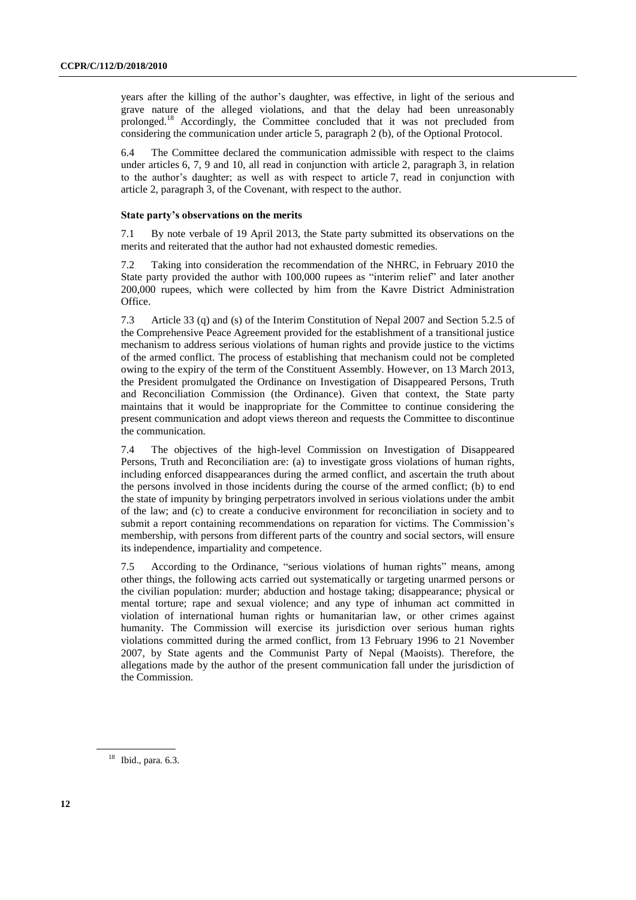years after the killing of the author's daughter, was effective, in light of the serious and grave nature of the alleged violations, and that the delay had been unreasonably prolonged.[18] Accordingly, the Committee concluded that it was not precluded from considering the communication under article 5, paragraph 2 (b), of the Optional Protocol.

6.4 The Committee declared the communication admissible with respect to the claims under articles 6, 7, 9 and 10, all read in conjunction with article 2, paragraph 3, in relation to the author's daughter; as well as with respect to article 7, read in conjunction with article 2, paragraph 3, of the Covenant, with respect to the author.

### State party's observations on the merits

7.1 By note verbale of 19 April 2013, the State party submitted its observations on the merits and reiterated that the author had not exhausted domestic remedies.

7.2 Taking into consideration the recommendation of the NHRC, in February 2010 the State party provided the author with 100,000 rupees as "interim relief" and later another 200,000 rupees, which were collected by him from the Kavre District Administration Office.

7.3 Article 33 (q) and (s) of the Interim Constitution of Nepal 2007 and Section 5.2.5 of the Comprehensive Peace Agreement provided for the establishment of a transitional justice mechanism to address serious violations of human rights and provide justice to the victims of the armed conflict. The process of establishing that mechanism could not be completed owing to the expiry of the term of the Constituent Assembly. However, on 13 March 2013, the President promulgated the Ordinance on Investigation of Disappeared Persons, Truth and Reconciliation Commission (the Ordinance). Given that context, the State party maintains that it would be inappropriate for the Committee to continue considering the present communication and adopt views thereon and requests the Committee to discontinue the communication.

7.4 The objectives of the high-level Commission on Investigation of Disappeared Persons, Truth and Reconciliation are: (a) to investigate gross violations of human rights, including enforced disappearances during the armed conflict, and ascertain the truth about the persons involved in those incidents during the course of the armed conflict; (b) to end the state of impunity by bringing perpetrators involved in serious violations under the ambit of the law; and (c) to create a conducive environment for reconciliation in society and to submit a report containing recommendations on reparation for victims. The Commission's membership, with persons from different parts of the country and social sectors, will ensure its independence, impartiality and competence.

7.5 According to the Ordinance, "serious violations of human rights" means, among other things, the following acts carried out systematically or targeting unarmed persons or the civilian population: murder; abduction and hostage taking; disappearance; physical or mental torture; rape and sexual violence; and any type of inhuman act committed in violation of international human rights or humanitarian law, or other crimes against humanity. The Commission will exercise its jurisdiction over serious human rights violations committed during the armed conflict, from 13 February 1996 to 21 November 2007, by State agents and the Communist Party of Nepal (Maoists). Therefore, the allegations made by the author of the present communication fall under the jurisdiction of the Commission.

[18] Ibid., para. 6.3.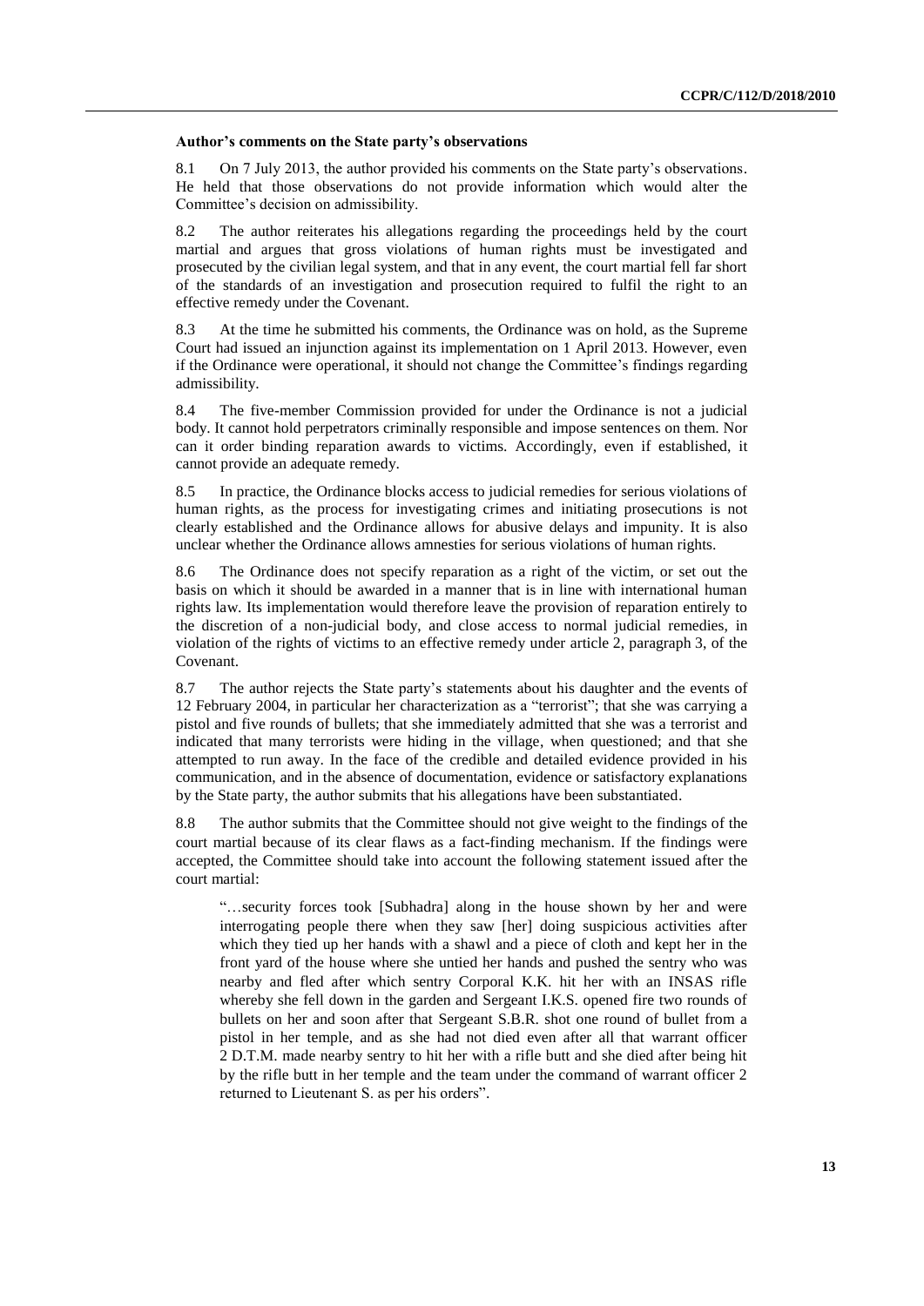**Author's comments on the State party's observations**

8.1 On 7 July 2013, the author provided his comments on the State party's observations. He held that those observations do not provide information which would alter the Committee's decision on admissibility.

8.2 The author reiterates his allegations regarding the proceedings held by the court martial and argues that gross violations of human rights must be investigated and prosecuted by the civilian legal system, and that in any event, the court martial fell far short of the standards of an investigation and prosecution required to fulfil the right to an effective remedy under the Covenant.

8.3 At the time he submitted his comments, the Ordinance was on hold, as the Supreme Court had issued an injunction against its implementation on 1 April 2013. However, even if the Ordinance were operational, it should not change the Committee's findings regarding admissibility.

8.4 The five-member Commission provided for under the Ordinance is not a judicial body. It cannot hold perpetrators criminally responsible and impose sentences on them. Nor can it order binding reparation awards to victims. Accordingly, even if established, it cannot provide an adequate remedy.

8.5 In practice, the Ordinance blocks access to judicial remedies for serious violations of human rights, as the process for investigating crimes and initiating prosecutions is not clearly established and the Ordinance allows for abusive delays and impunity. It is also unclear whether the Ordinance allows amnesties for serious violations of human rights.

8.6 The Ordinance does not specify reparation as a right of the victim, or set out the basis on which it should be awarded in a manner that is in line with international human rights law. Its implementation would therefore leave the provision of reparation entirely to the discretion of a non-judicial body, and close access to normal judicial remedies, in violation of the rights of victims to an effective remedy under article 2, paragraph 3, of the Covenant.

8.7 The author rejects the State party's statements about his daughter and the events of 12 February 2004, in particular her characterization as a "terrorist"; that she was carrying a pistol and five rounds of bullets; that she immediately admitted that she was a terrorist and indicated that many terrorists were hiding in the village, when questioned; and that she attempted to run away. In the face of the credible and detailed evidence provided in his communication, and in the absence of documentation, evidence or satisfactory explanations by the State party, the author submits that his allegations have been substantiated.

8.8 The author submits that the Committee should not give weight to the findings of the court martial because of its clear flaws as a fact-finding mechanism. If the findings were accepted, the Committee should take into account the following statement issued after the court martial:

> "…security forces took [Subhadra] along in the house shown by her and were interrogating people there when they saw [her] doing suspicious activities after which they tied up her hands with a shawl and a piece of cloth and kept her in the front yard of the house where she untied her hands and pushed the sentry who was nearby and fled after which sentry Corporal K.K. hit her with an INSAS rifle whereby she fell down in the garden and Sergeant I.K.S. opened fire two rounds of bullets on her and soon after that Sergeant S.B.R. shot one round of bullet from a pistol in her temple, and as she had not died even after all that warrant officer 2 D.T.M. made nearby sentry to hit her with a rifle butt and she died after being hit by the rifle butt in her temple and the team under the command of warrant officer 2 returned to Lieutenant S. as per his orders".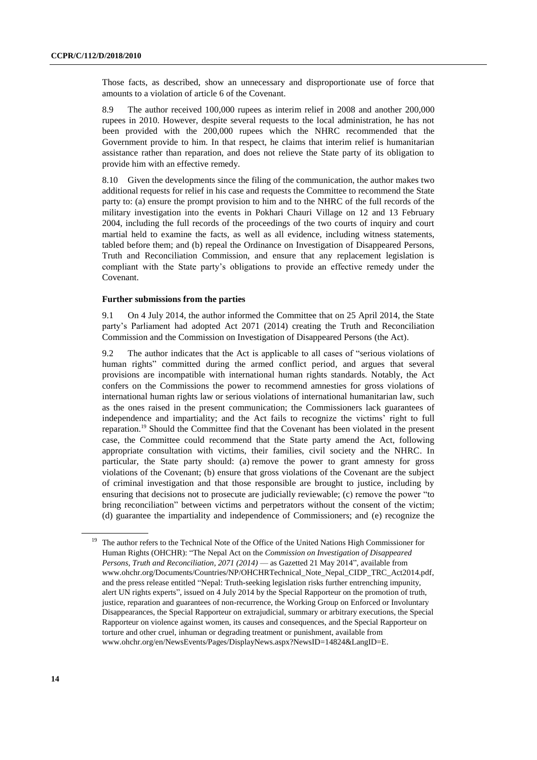Those facts, as described, show an unnecessary and disproportionate use of force that amounts to a violation of article 6 of the Covenant.

8.9 The author received 100,000 rupees as interim relief in 2008 and another 200,000 rupees in 2010. However, despite several requests to the local administration, he has not been provided with the 200,000 rupees which the NHRC recommended that the Government provide to him. In that respect, he claims that interim relief is humanitarian assistance rather than reparation, and does not relieve the State party of its obligation to provide him with an effective remedy.

8.10 Given the developments since the filing of the communication, the author makes two additional requests for relief in his case and requests the Committee to recommend the State party to: (a) ensure the prompt provision to him and to the NHRC of the full records of the military investigation into the events in Pokhari Chauri Village on 12 and 13 February 2004, including the full records of the proceedings of the two courts of inquiry and court martial held to examine the facts, as well as all evidence, including witness statements, tabled before them; and (b) repeal the Ordinance on Investigation of Disappeared Persons, Truth and Reconciliation Commission, and ensure that any replacement legislation is compliant with the State party's obligations to provide an effective remedy under the Covenant.

**Further submissions from the parties**

9.1 On 4 July 2014, the author informed the Committee that on 25 April 2014, the State party's Parliament had adopted Act 2071 (2014) creating the Truth and Reconciliation Commission and the Commission on Investigation of Disappeared Persons (the Act).

9.2 The author indicates that the Act is applicable to all cases of "serious violations of human rights" committed during the armed conflict period, and argues that several provisions are incompatible with international human rights standards. Notably, the Act confers on the Commissions the power to recommend amnesties for gross violations of international human rights law or serious violations of international humanitarian law, such as the ones raised in the present communication; the Commissioners lack guarantees of independence and impartiality; and the Act fails to recognize the victims' right to full reparation.[19] Should the Committee find that the Covenant has been violated in the present case, the Committee could recommend that the State party amend the Act, following appropriate consultation with victims, their families, civil society and the NHRC. In particular, the State party should: (a) remove the power to grant amnesty for gross violations of the Covenant; (b) ensure that gross violations of the Covenant are the subject of criminal investigation and that those responsible are brought to justice, including by ensuring that decisions not to prosecute are judicially reviewable; (c) remove the power "to bring reconciliation" between victims and perpetrators without the consent of the victim; (d) guarantee the impartiality and independence of Commissioners; and (e) recognize the

[19] The author refers to the Technical Note of the Office of the United Nations High Commissioner for Human Rights (OHCHR): "The Nepal Act on the *Commission on Investigation of Disappeared Persons, Truth and Reconciliation, 2071 (2014)* — as Gazetted 21 May 2014", available from www.ohchr.org/Documents/Countries/NP/OHCHRTechnical_Note_Nepal_CIDP_TRC_Act2014.pdf, and the press release entitled "Nepal: Truth-seeking legislation risks further entrenching impunity, alert UN rights experts", issued on 4 July 2014 by the Special Rapporteur on the promotion of truth, justice, reparation and guarantees of non-recurrence, the Working Group on Enforced or Involuntary Disappearances, the Special Rapporteur on extrajudicial, summary or arbitrary executions, the Special Rapporteur on violence against women, its causes and consequences, and the Special Rapporteur on torture and other cruel, inhuman or degrading treatment or punishment, available from www.ohchr.org/en/NewsEvents/Pages/DisplayNews.aspx?NewsID=14824&LangID=E.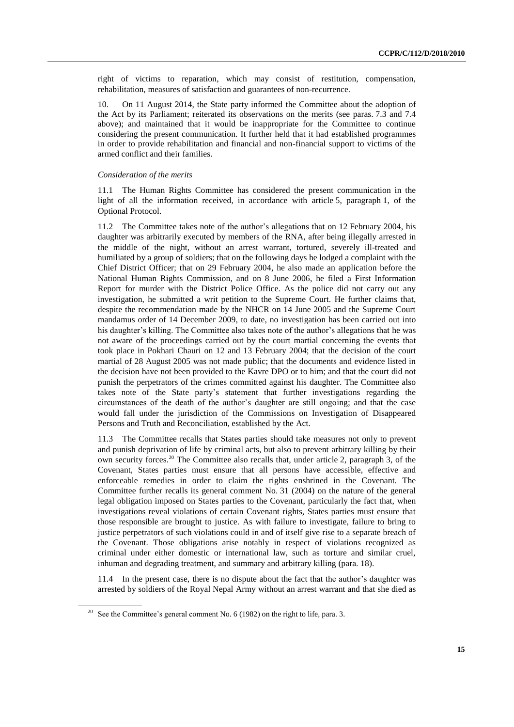right of victims to reparation, which may consist of restitution, compensation, rehabilitation, measures of satisfaction and guarantees of non-recurrence.

10. On 11 August 2014, the State party informed the Committee about the adoption of the Act by its Parliament; reiterated its observations on the merits (see paras. 7.3 and 7.4 above); and maintained that it would be inappropriate for the Committee to continue considering the present communication. It further held that it had established programmes in order to provide rehabilitation and financial and non-financial support to victims of the armed conflict and their families.

*Consideration of the merits*

11.1 The Human Rights Committee has considered the present communication in the light of all the information received, in accordance with article 5, paragraph 1, of the Optional Protocol.

11.2 The Committee takes note of the author's allegations that on 12 February 2004, his daughter was arbitrarily executed by members of the RNA, after being illegally arrested in the middle of the night, without an arrest warrant, tortured, severely ill-treated and humiliated by a group of soldiers; that on the following days he lodged a complaint with the Chief District Officer; that on 29 February 2004, he also made an application before the National Human Rights Commission, and on 8 June 2006, he filed a First Information Report for murder with the District Police Office. As the police did not carry out any investigation, he submitted a writ petition to the Supreme Court. He further claims that, despite the recommendation made by the NHCR on 14 June 2005 and the Supreme Court mandamus order of 14 December 2009, to date, no investigation has been carried out into his daughter's killing. The Committee also takes note of the author's allegations that he was not aware of the proceedings carried out by the court martial concerning the events that took place in Pokhari Chauri on 12 and 13 February 2004; that the decision of the court martial of 28 August 2005 was not made public; that the documents and evidence listed in the decision have not been provided to the Kavre DPO or to him; and that the court did not punish the perpetrators of the crimes committed against his daughter. The Committee also takes note of the State party's statement that further investigations regarding the circumstances of the death of the author's daughter are still ongoing; and that the case would fall under the jurisdiction of the Commissions on Investigation of Disappeared Persons and Truth and Reconciliation, established by the Act.

11.3 The Committee recalls that States parties should take measures not only to prevent and punish deprivation of life by criminal acts, but also to prevent arbitrary killing by their own security forces.[20] The Committee also recalls that, under article 2, paragraph 3, of the Covenant, States parties must ensure that all persons have accessible, effective and enforceable remedies in order to claim the rights enshrined in the Covenant. The Committee further recalls its general comment No. 31 (2004) on the nature of the general legal obligation imposed on States parties to the Covenant, particularly the fact that, when investigations reveal violations of certain Covenant rights, States parties must ensure that those responsible are brought to justice. As with failure to investigate, failure to bring to justice perpetrators of such violations could in and of itself give rise to a separate breach of the Covenant. Those obligations arise notably in respect of violations recognized as criminal under either domestic or international law, such as torture and similar cruel, inhuman and degrading treatment, and summary and arbitrary killing (para. 18).

11.4 In the present case, there is no dispute about the fact that the author's daughter was arrested by soldiers of the Royal Nepal Army without an arrest warrant and that she died as

[20] See the Committee's general comment No. 6 (1982) on the right to life, para. 3.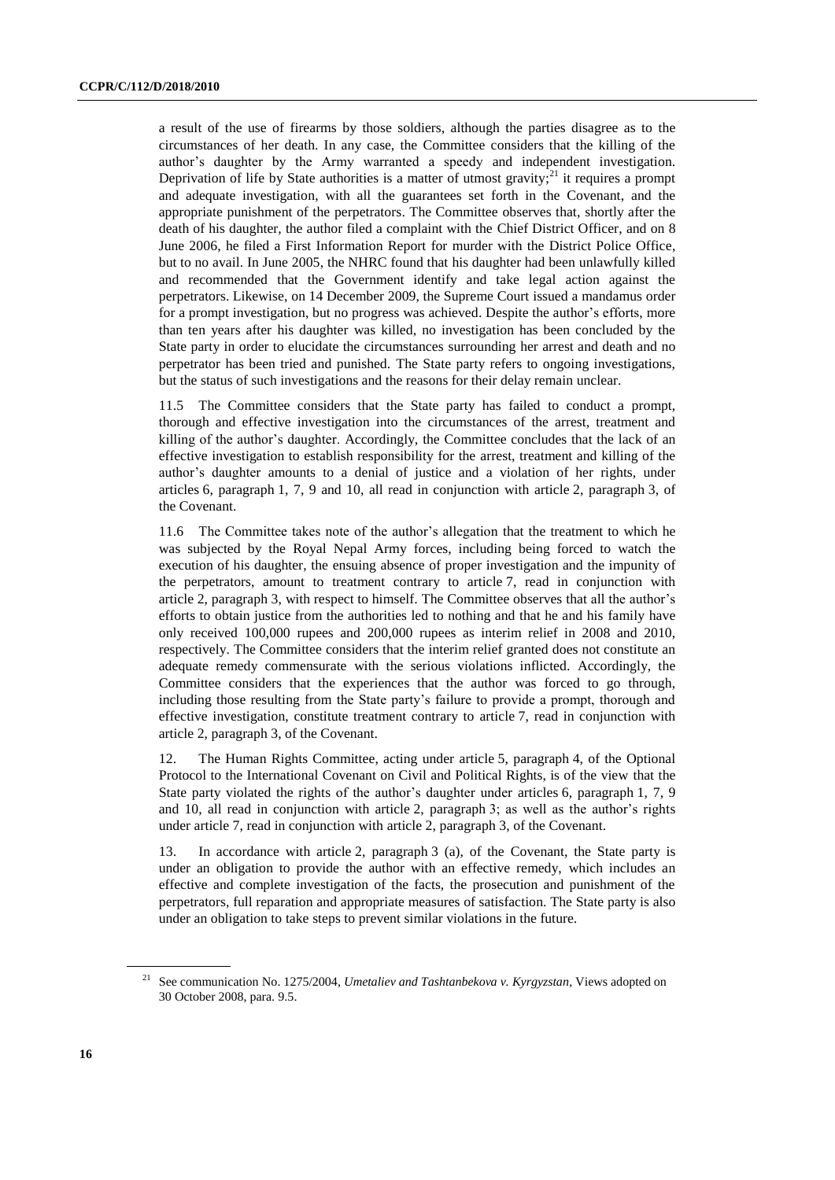a result of the use of firearms by those soldiers, although the parties disagree as to the circumstances of her death. In any case, the Committee considers that the killing of the author's daughter by the Army warranted a speedy and independent investigation. Deprivation of life by State authorities is a matter of utmost gravity;[21] it requires a prompt and adequate investigation, with all the guarantees set forth in the Covenant, and the appropriate punishment of the perpetrators. The Committee observes that, shortly after the death of his daughter, the author filed a complaint with the Chief District Officer, and on 8 June 2006, he filed a First Information Report for murder with the District Police Office, but to no avail. In June 2005, the NHRC found that his daughter had been unlawfully killed and recommended that the Government identify and take legal action against the perpetrators. Likewise, on 14 December 2009, the Supreme Court issued a mandamus order for a prompt investigation, but no progress was achieved. Despite the author's efforts, more than ten years after his daughter was killed, no investigation has been concluded by the State party in order to elucidate the circumstances surrounding her arrest and death and no perpetrator has been tried and punished. The State party refers to ongoing investigations, but the status of such investigations and the reasons for their delay remain unclear.

11.5 The Committee considers that the State party has failed to conduct a prompt, thorough and effective investigation into the circumstances of the arrest, treatment and killing of the author's daughter. Accordingly, the Committee concludes that the lack of an effective investigation to establish responsibility for the arrest, treatment and killing of the author's daughter amounts to a denial of justice and a violation of her rights, under articles 6, paragraph 1, 7, 9 and 10, all read in conjunction with article 2, paragraph 3, of the Covenant.

11.6 The Committee takes note of the author's allegation that the treatment to which he was subjected by the Royal Nepal Army forces, including being forced to watch the execution of his daughter, the ensuing absence of proper investigation and the impunity of the perpetrators, amount to treatment contrary to article 7, read in conjunction with article 2, paragraph 3, with respect to himself. The Committee observes that all the author's efforts to obtain justice from the authorities led to nothing and that he and his family have only received 100,000 rupees and 200,000 rupees as interim relief in 2008 and 2010, respectively. The Committee considers that the interim relief granted does not constitute an adequate remedy commensurate with the serious violations inflicted. Accordingly, the Committee considers that the experiences that the author was forced to go through, including those resulting from the State party's failure to provide a prompt, thorough and effective investigation, constitute treatment contrary to article 7, read in conjunction with article 2, paragraph 3, of the Covenant.

12. The Human Rights Committee, acting under article 5, paragraph 4, of the Optional Protocol to the International Covenant on Civil and Political Rights, is of the view that the State party violated the rights of the author's daughter under articles 6, paragraph 1, 7, 9 and 10, all read in conjunction with article 2, paragraph 3; as well as the author's rights under article 7, read in conjunction with article 2, paragraph 3, of the Covenant.

13. In accordance with article 2, paragraph 3 (a), of the Covenant, the State party is under an obligation to provide the author with an effective remedy, which includes an effective and complete investigation of the facts, the prosecution and punishment of the perpetrators, full reparation and appropriate measures of satisfaction. The State party is also under an obligation to take steps to prevent similar violations in the future.

---

[21] See communication No. 1275/2004, *Umetaliev and Tashtanbekova v. Kyrgyzstan*, Views adopted on 30 October 2008, para. 9.5.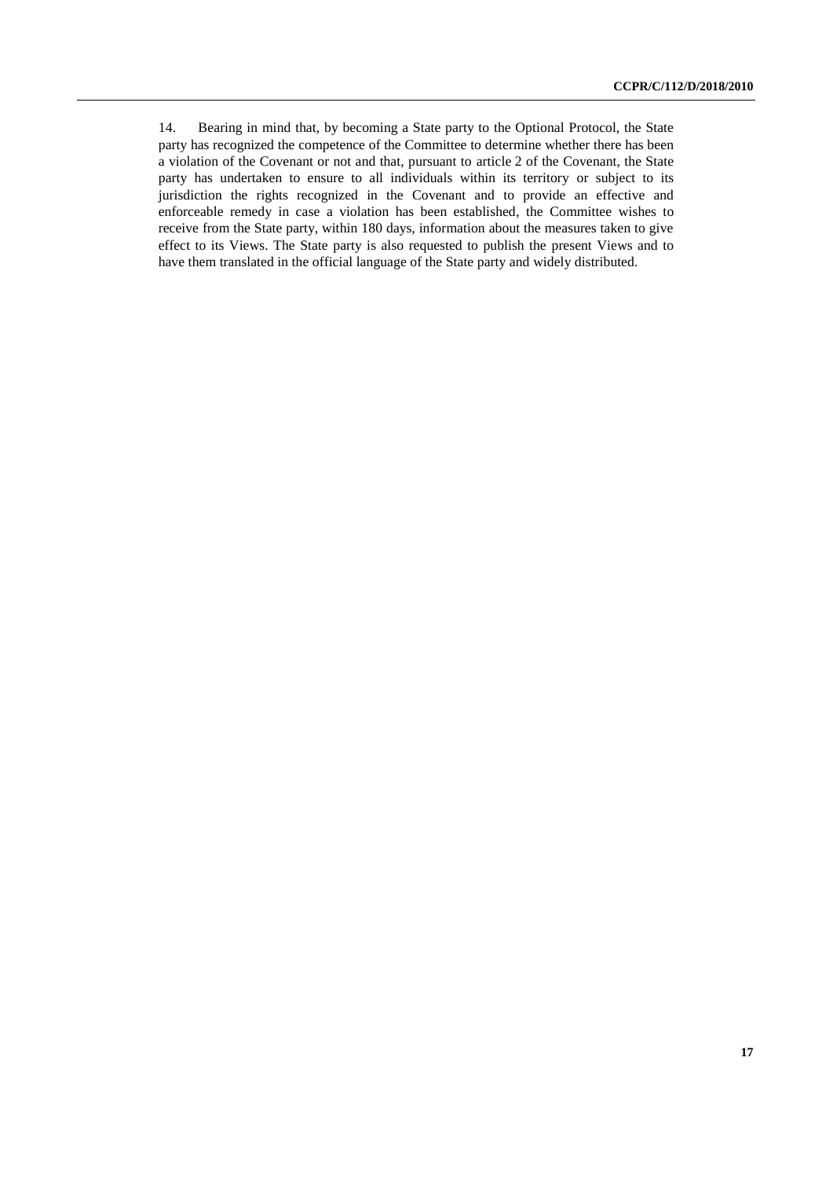14. Bearing in mind that, by becoming a State party to the Optional Protocol, the State party has recognized the competence of the Committee to determine whether there has been a violation of the Covenant or not and that, pursuant to article 2 of the Covenant, the State party has undertaken to ensure to all individuals within its territory or subject to its jurisdiction the rights recognized in the Covenant and to provide an effective and enforceable remedy in case a violation has been established, the Committee wishes to receive from the State party, within 180 days, information about the measures taken to give effect to its Views. The State party is also requested to publish the present Views and to have them translated in the official language of the State party and widely distributed.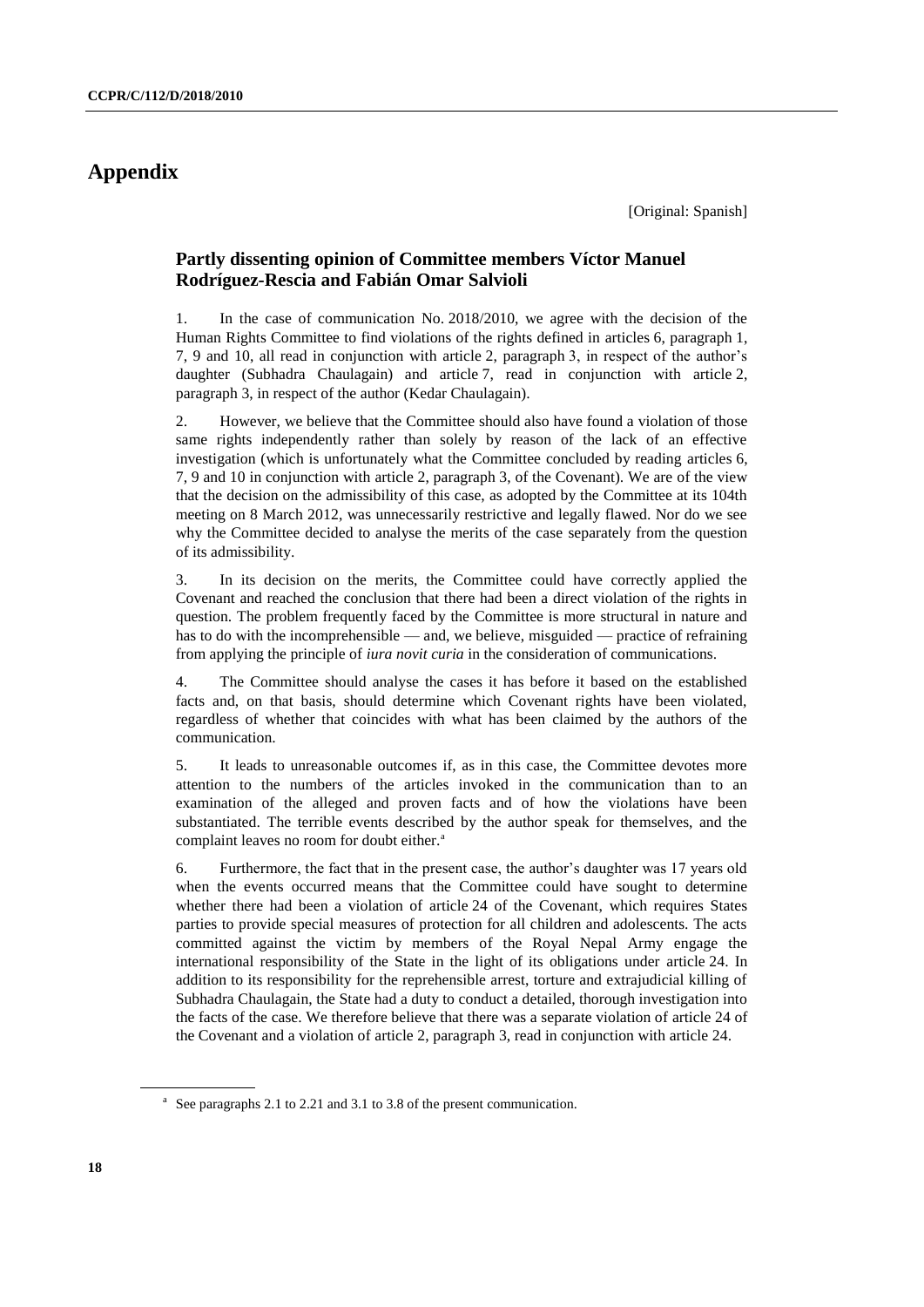# Appendix

[Original: Spanish]

## Partly dissenting opinion of Committee members Víctor Manuel Rodríguez-Rescia and Fabián Omar Salvioli

1. In the case of communication No. 2018/2010, we agree with the decision of the Human Rights Committee to find violations of the rights defined in articles 6, paragraph 1, 7, 9 and 10, all read in conjunction with article 2, paragraph 3, in respect of the author's daughter (Subhadra Chaulagain) and article 7, read in conjunction with article 2, paragraph 3, in respect of the author (Kedar Chaulagain).

2. However, we believe that the Committee should also have found a violation of those same rights independently rather than solely by reason of the lack of an effective investigation (which is unfortunately what the Committee concluded by reading articles 6, 7, 9 and 10 in conjunction with article 2, paragraph 3, of the Covenant). We are of the view that the decision on the admissibility of this case, as adopted by the Committee at its 104th meeting on 8 March 2012, was unnecessarily restrictive and legally flawed. Nor do we see why the Committee decided to analyse the merits of the case separately from the question of its admissibility.

3. In its decision on the merits, the Committee could have correctly applied the Covenant and reached the conclusion that there had been a direct violation of the rights in question. The problem frequently faced by the Committee is more structural in nature and has to do with the incomprehensible — and, we believe, misguided — practice of refraining from applying the principle of *iura novit curia* in the consideration of communications.

4. The Committee should analyse the cases it has before it based on the established facts and, on that basis, should determine which Covenant rights have been violated, regardless of whether that coincides with what has been claimed by the authors of the communication.

5. It leads to unreasonable outcomes if, as in this case, the Committee devotes more attention to the numbers of the articles invoked in the communication than to an examination of the alleged and proven facts and of how the violations have been substantiated. The terrible events described by the author speak for themselves, and the complaint leaves no room for doubt either.[a]

6. Furthermore, the fact that in the present case, the author's daughter was 17 years old when the events occurred means that the Committee could have sought to determine whether there had been a violation of article 24 of the Covenant, which requires States parties to provide special measures of protection for all children and adolescents. The acts committed against the victim by members of the Royal Nepal Army engage the international responsibility of the State in the light of its obligations under article 24. In addition to its responsibility for the reprehensible arrest, torture and extrajudicial killing of Subhadra Chaulagain, the State had a duty to conduct a detailed, thorough investigation into the facts of the case. We therefore believe that there was a separate violation of article 24 of the Covenant and a violation of article 2, paragraph 3, read in conjunction with article 24.

[a] See paragraphs 2.1 to 2.21 and 3.1 to 3.8 of the present communication.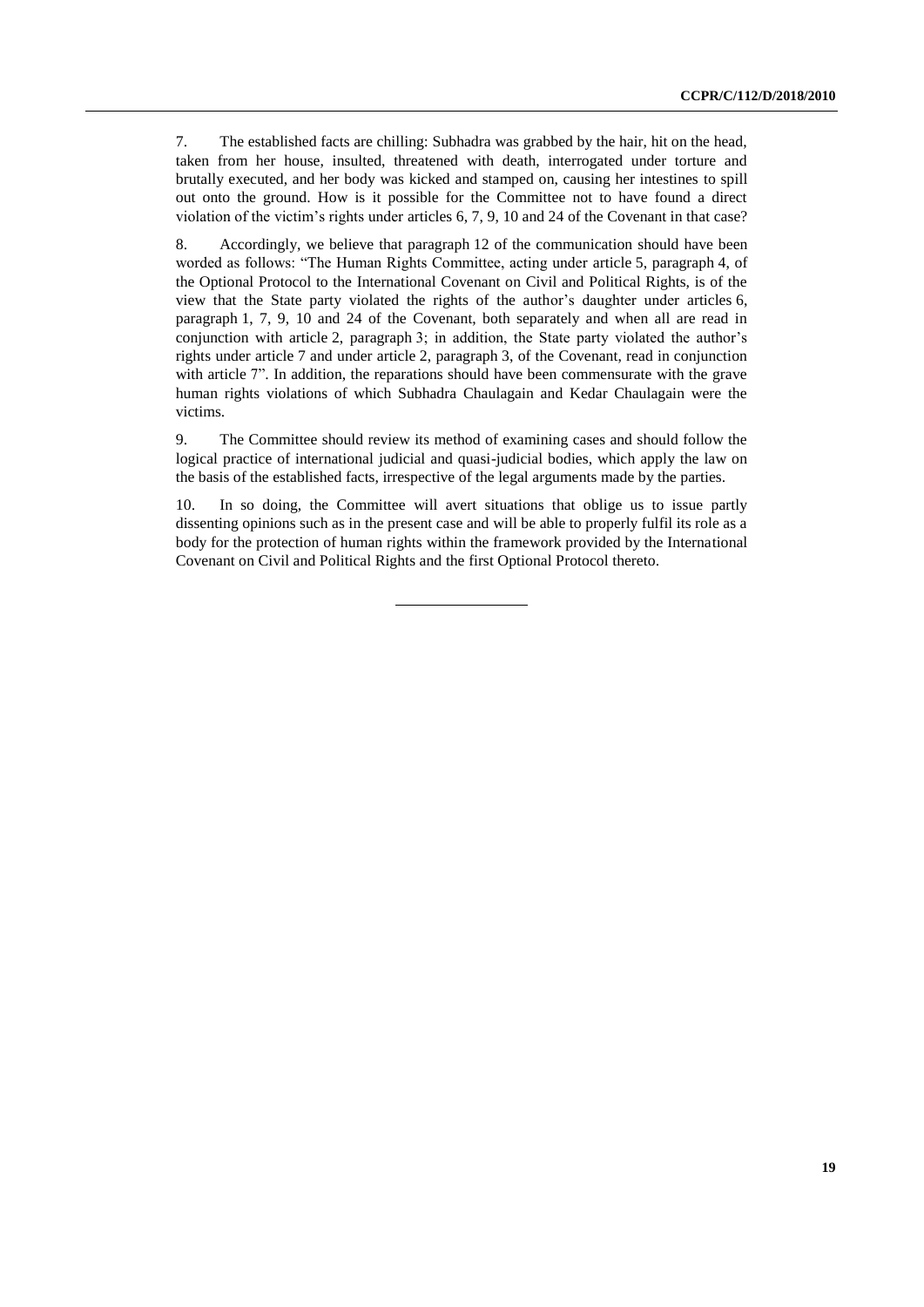7. The established facts are chilling: Subhadra was grabbed by the hair, hit on the head, taken from her house, insulted, threatened with death, interrogated under torture and brutally executed, and her body was kicked and stamped on, causing her intestines to spill out onto the ground. How is it possible for the Committee not to have found a direct violation of the victim's rights under articles 6, 7, 9, 10 and 24 of the Covenant in that case?

8. Accordingly, we believe that paragraph 12 of the communication should have been worded as follows: "The Human Rights Committee, acting under article 5, paragraph 4, of the Optional Protocol to the International Covenant on Civil and Political Rights, is of the view that the State party violated the rights of the author's daughter under articles 6, paragraph 1, 7, 9, 10 and 24 of the Covenant, both separately and when all are read in conjunction with article 2, paragraph 3; in addition, the State party violated the author's rights under article 7 and under article 2, paragraph 3, of the Covenant, read in conjunction with article 7". In addition, the reparations should have been commensurate with the grave human rights violations of which Subhadra Chaulagain and Kedar Chaulagain were the victims.

9. The Committee should review its method of examining cases and should follow the logical practice of international judicial and quasi-judicial bodies, which apply the law on the basis of the established facts, irrespective of the legal arguments made by the parties.

10. In so doing, the Committee will avert situations that oblige us to issue partly dissenting opinions such as in the present case and will be able to properly fulfil its role as a body for the protection of human rights within the framework provided by the International Covenant on Civil and Political Rights and the first Optional Protocol thereto.